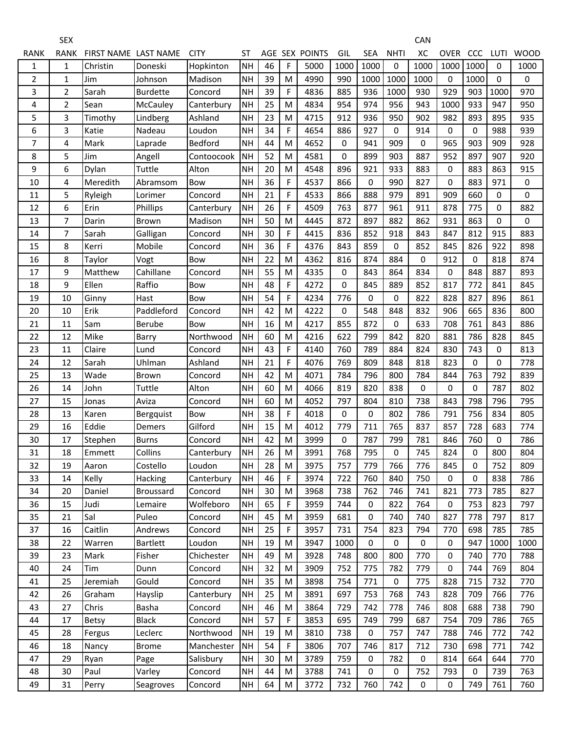| RANK | SEX RANK | FIRST NAME | LAST NAME | CITY | ST | AGE | SEX | POINTS | GIL | SEA | NHTI | CAN XC | OVER | CCC | LUTI | WOOD |
|---|---|---|---|---|---|---|---|---|---|---|---|---|---|---|---|---|
| 1 | 1 | Christin | Doneski | Hopkinton | NH | 46 | F | 5000 | 1000 | 1000 | 0 | 1000 | 1000 | 1000 | 0 | 1000 |
| 2 | 1 | Jim | Johnson | Madison | NH | 39 | M | 4990 | 990 | 1000 | 1000 | 1000 | 0 | 1000 | 0 | 0 |
| 3 | 2 | Sarah | Burdette | Concord | NH | 39 | F | 4836 | 885 | 936 | 1000 | 930 | 929 | 903 | 1000 | 970 |
| 4 | 2 | Sean | McCauley | Canterbury | NH | 25 | M | 4834 | 954 | 974 | 956 | 943 | 1000 | 933 | 947 | 950 |
| 5 | 3 | Timothy | Lindberg | Ashland | NH | 23 | M | 4715 | 912 | 936 | 950 | 902 | 982 | 893 | 895 | 935 |
| 6 | 3 | Katie | Nadeau | Loudon | NH | 34 | F | 4654 | 886 | 927 | 0 | 914 | 0 | 0 | 988 | 939 |
| 7 | 4 | Mark | Laprade | Bedford | NH | 44 | M | 4652 | 0 | 941 | 909 | 0 | 965 | 903 | 909 | 928 |
| 8 | 5 | Jim | Angell | Contoocook | NH | 52 | M | 4581 | 0 | 899 | 903 | 887 | 952 | 897 | 907 | 920 |
| 9 | 6 | Dylan | Tuttle | Alton | NH | 20 | M | 4548 | 896 | 921 | 933 | 883 | 0 | 883 | 863 | 915 |
| 10 | 4 | Meredith | Abramsom | Bow | NH | 36 | F | 4537 | 866 | 0 | 990 | 827 | 0 | 883 | 971 | 0 |
| 11 | 5 | Ryleigh | Lorimer | Concord | NH | 21 | F | 4533 | 866 | 888 | 979 | 891 | 909 | 660 | 0 | 0 |
| 12 | 6 | Erin | Phillips | Canterbury | NH | 26 | F | 4509 | 763 | 877 | 961 | 911 | 878 | 775 | 0 | 882 |
| 13 | 7 | Darin | Brown | Madison | NH | 50 | M | 4445 | 872 | 897 | 882 | 862 | 931 | 863 | 0 | 0 |
| 14 | 7 | Sarah | Galligan | Concord | NH | 30 | F | 4415 | 836 | 852 | 918 | 843 | 847 | 812 | 915 | 883 |
| 15 | 8 | Kerri | Mobile | Concord | NH | 36 | F | 4376 | 843 | 859 | 0 | 852 | 845 | 826 | 922 | 898 |
| 16 | 8 | Taylor | Vogt | Bow | NH | 22 | M | 4362 | 816 | 874 | 884 | 0 | 912 | 0 | 818 | 874 |
| 17 | 9 | Matthew | Cahillane | Concord | NH | 55 | M | 4335 | 0 | 843 | 864 | 834 | 0 | 848 | 887 | 893 |
| 18 | 9 | Ellen | Raffio | Bow | NH | 48 | F | 4272 | 0 | 845 | 889 | 852 | 817 | 772 | 841 | 845 |
| 19 | 10 | Ginny | Hast | Bow | NH | 54 | F | 4234 | 776 | 0 | 0 | 822 | 828 | 827 | 896 | 861 |
| 20 | 10 | Erik | Paddleford | Concord | NH | 42 | M | 4222 | 0 | 548 | 848 | 832 | 906 | 665 | 836 | 800 |
| 21 | 11 | Sam | Berube | Bow | NH | 16 | M | 4217 | 855 | 872 | 0 | 633 | 708 | 761 | 843 | 886 |
| 22 | 12 | Mike | Barry | Northwood | NH | 60 | M | 4216 | 622 | 799 | 842 | 820 | 881 | 786 | 828 | 845 |
| 23 | 11 | Claire | Lund | Concord | NH | 43 | F | 4140 | 760 | 789 | 884 | 824 | 830 | 743 | 0 | 813 |
| 24 | 12 | Sarah | Uhlman | Ashland | NH | 21 | F | 4076 | 769 | 809 | 848 | 818 | 823 | 0 | 0 | 778 |
| 25 | 13 | Wade | Brown | Concord | NH | 42 | M | 4071 | 784 | 796 | 800 | 784 | 844 | 763 | 792 | 839 |
| 26 | 14 | John | Tuttle | Alton | NH | 60 | M | 4066 | 819 | 820 | 838 | 0 | 0 | 0 | 787 | 802 |
| 27 | 15 | Jonas | Aviza | Concord | NH | 60 | M | 4052 | 797 | 804 | 810 | 738 | 843 | 798 | 796 | 795 |
| 28 | 13 | Karen | Bergquist | Bow | NH | 38 | F | 4018 | 0 | 0 | 802 | 786 | 791 | 756 | 834 | 805 |
| 29 | 16 | Eddie | Demers | Gilford | NH | 15 | M | 4012 | 779 | 711 | 765 | 837 | 857 | 728 | 683 | 774 |
| 30 | 17 | Stephen | Burns | Concord | NH | 42 | M | 3999 | 0 | 787 | 799 | 781 | 846 | 760 | 0 | 786 |
| 31 | 18 | Emmett | Collins | Canterbury | NH | 26 | M | 3991 | 768 | 795 | 0 | 745 | 824 | 0 | 800 | 804 |
| 32 | 19 | Aaron | Costello | Loudon | NH | 28 | M | 3975 | 757 | 779 | 766 | 776 | 845 | 0 | 752 | 809 |
| 33 | 14 | Kelly | Hacking | Canterbury | NH | 46 | F | 3974 | 722 | 760 | 840 | 750 | 0 | 0 | 838 | 786 |
| 34 | 20 | Daniel | Broussard | Concord | NH | 30 | M | 3968 | 738 | 762 | 746 | 741 | 821 | 773 | 785 | 827 |
| 36 | 15 | Judi | Lemaire | Wolfeboro | NH | 65 | F | 3959 | 744 | 0 | 822 | 764 | 0 | 753 | 823 | 797 |
| 35 | 21 | Sal | Puleo | Concord | NH | 45 | M | 3959 | 681 | 0 | 740 | 740 | 827 | 778 | 797 | 817 |
| 37 | 16 | Caitlin | Andrews | Concord | NH | 25 | F | 3957 | 731 | 754 | 823 | 794 | 770 | 698 | 785 | 785 |
| 38 | 22 | Warren | Bartlett | Loudon | NH | 19 | M | 3947 | 1000 | 0 | 0 | 0 | 0 | 947 | 1000 | 1000 |
| 39 | 23 | Mark | Fisher | Chichester | NH | 49 | M | 3928 | 748 | 800 | 800 | 770 | 0 | 740 | 770 | 788 |
| 40 | 24 | Tim | Dunn | Concord | NH | 32 | M | 3909 | 752 | 775 | 782 | 779 | 0 | 744 | 769 | 804 |
| 41 | 25 | Jeremiah | Gould | Concord | NH | 35 | M | 3898 | 754 | 771 | 0 | 775 | 828 | 715 | 732 | 770 |
| 42 | 26 | Graham | Hayslip | Canterbury | NH | 25 | M | 3891 | 697 | 753 | 768 | 743 | 828 | 709 | 766 | 776 |
| 43 | 27 | Chris | Basha | Concord | NH | 46 | M | 3864 | 729 | 742 | 778 | 746 | 808 | 688 | 738 | 790 |
| 44 | 17 | Betsy | Black | Concord | NH | 57 | F | 3853 | 695 | 749 | 799 | 687 | 754 | 709 | 786 | 765 |
| 45 | 28 | Fergus | Leclerc | Northwood | NH | 19 | M | 3810 | 738 | 0 | 757 | 747 | 788 | 746 | 772 | 742 |
| 46 | 18 | Nancy | Brome | Manchester | NH | 54 | F | 3806 | 707 | 746 | 817 | 712 | 730 | 698 | 771 | 742 |
| 47 | 29 | Ryan | Page | Salisbury | NH | 30 | M | 3789 | 759 | 0 | 782 | 0 | 814 | 664 | 644 | 770 |
| 48 | 30 | Paul | Varley | Concord | NH | 44 | M | 3788 | 741 | 0 | 0 | 752 | 793 | 0 | 739 | 763 |
| 49 | 31 | Perry | Seagroves | Concord | NH | 64 | M | 3772 | 732 | 760 | 742 | 0 | 0 | 749 | 761 | 760 |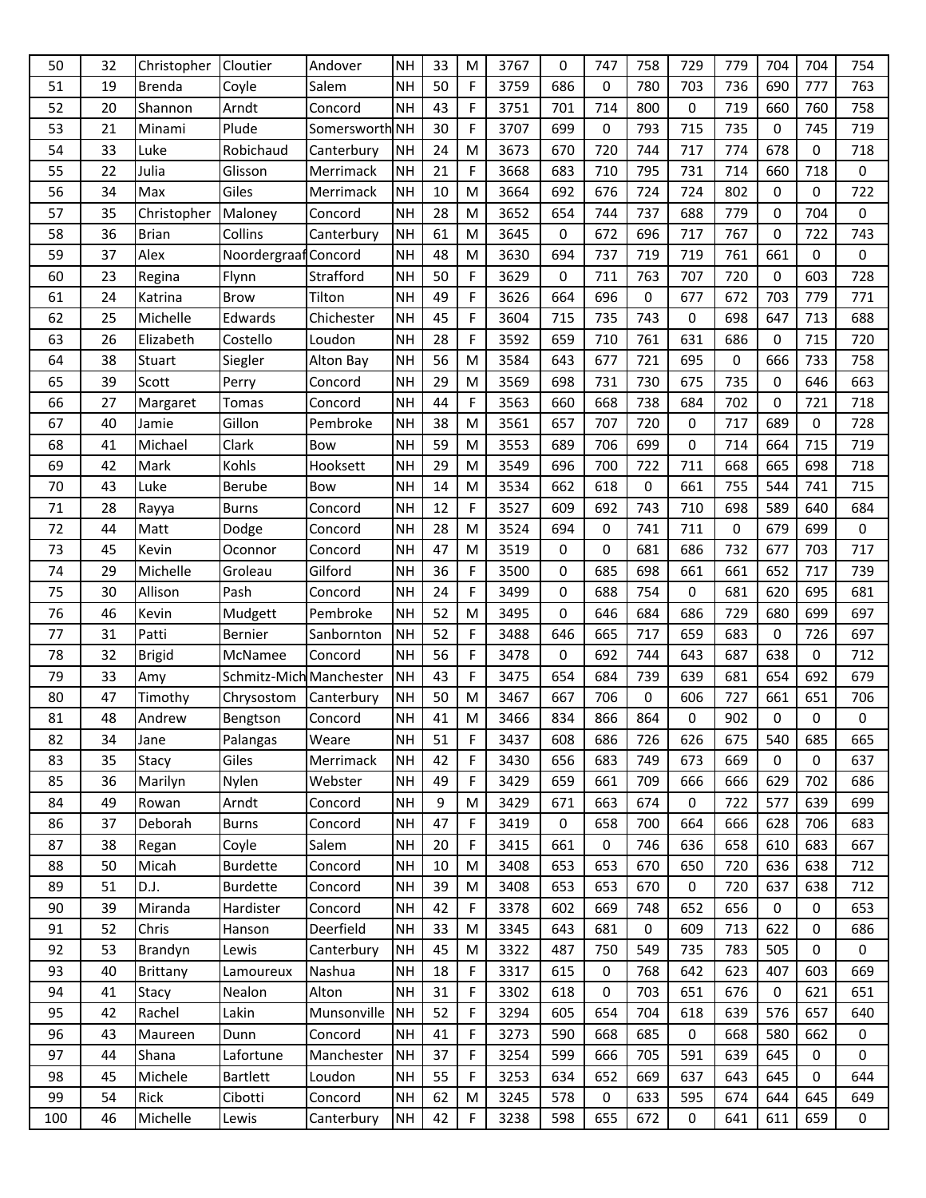| | | | | | | | | | | | | | | | | |
|---|---|---|---|---|---|---|---|---|---|---|---|---|---|---|---|---|
| 50 | 32 | Christopher | Cloutier | Andover | NH | 33 | M | 3767 | 0 | 747 | 758 | 729 | 779 | 704 | 704 | 754 |
| 51 | 19 | Brenda | Coyle | Salem | NH | 50 | F | 3759 | 686 | 0 | 780 | 703 | 736 | 690 | 777 | 763 |
| 52 | 20 | Shannon | Arndt | Concord | NH | 43 | F | 3751 | 701 | 714 | 800 | 0 | 719 | 660 | 760 | 758 |
| 53 | 21 | Minami | Plude | Somersworth | NH | 30 | F | 3707 | 699 | 0 | 793 | 715 | 735 | 0 | 745 | 719 |
| 54 | 33 | Luke | Robichaud | Canterbury | NH | 24 | M | 3673 | 670 | 720 | 744 | 717 | 774 | 678 | 0 | 718 |
| 55 | 22 | Julia | Glisson | Merrimack | NH | 21 | F | 3668 | 683 | 710 | 795 | 731 | 714 | 660 | 718 | 0 |
| 56 | 34 | Max | Giles | Merrimack | NH | 10 | M | 3664 | 692 | 676 | 724 | 724 | 802 | 0 | 0 | 722 |
| 57 | 35 | Christopher | Maloney | Concord | NH | 28 | M | 3652 | 654 | 744 | 737 | 688 | 779 | 0 | 704 | 0 |
| 58 | 36 | Brian | Collins | Canterbury | NH | 61 | M | 3645 | 0 | 672 | 696 | 717 | 767 | 0 | 722 | 743 |
| 59 | 37 | Alex | Noordergraaf | Concord | NH | 48 | M | 3630 | 694 | 737 | 719 | 719 | 761 | 661 | 0 | 0 |
| 60 | 23 | Regina | Flynn | Strafford | NH | 50 | F | 3629 | 0 | 711 | 763 | 707 | 720 | 0 | 603 | 728 |
| 61 | 24 | Katrina | Brow | Tilton | NH | 49 | F | 3626 | 664 | 696 | 0 | 677 | 672 | 703 | 779 | 771 |
| 62 | 25 | Michelle | Edwards | Chichester | NH | 45 | F | 3604 | 715 | 735 | 743 | 0 | 698 | 647 | 713 | 688 |
| 63 | 26 | Elizabeth | Costello | Loudon | NH | 28 | F | 3592 | 659 | 710 | 761 | 631 | 686 | 0 | 715 | 720 |
| 64 | 38 | Stuart | Siegler | Alton Bay | NH | 56 | M | 3584 | 643 | 677 | 721 | 695 | 0 | 666 | 733 | 758 |
| 65 | 39 | Scott | Perry | Concord | NH | 29 | M | 3569 | 698 | 731 | 730 | 675 | 735 | 0 | 646 | 663 |
| 66 | 27 | Margaret | Tomas | Concord | NH | 44 | F | 3563 | 660 | 668 | 738 | 684 | 702 | 0 | 721 | 718 |
| 67 | 40 | Jamie | Gillon | Pembroke | NH | 38 | M | 3561 | 657 | 707 | 720 | 0 | 717 | 689 | 0 | 728 |
| 68 | 41 | Michael | Clark | Bow | NH | 59 | M | 3553 | 689 | 706 | 699 | 0 | 714 | 664 | 715 | 719 |
| 69 | 42 | Mark | Kohls | Hooksett | NH | 29 | M | 3549 | 696 | 700 | 722 | 711 | 668 | 665 | 698 | 718 |
| 70 | 43 | Luke | Berube | Bow | NH | 14 | M | 3534 | 662 | 618 | 0 | 661 | 755 | 544 | 741 | 715 |
| 71 | 28 | Rayya | Burns | Concord | NH | 12 | F | 3527 | 609 | 692 | 743 | 710 | 698 | 589 | 640 | 684 |
| 72 | 44 | Matt | Dodge | Concord | NH | 28 | M | 3524 | 694 | 0 | 741 | 711 | 0 | 679 | 699 | 0 |
| 73 | 45 | Kevin | Oconnor | Concord | NH | 47 | M | 3519 | 0 | 0 | 681 | 686 | 732 | 677 | 703 | 717 |
| 74 | 29 | Michelle | Groleau | Gilford | NH | 36 | F | 3500 | 0 | 685 | 698 | 661 | 661 | 652 | 717 | 739 |
| 75 | 30 | Allison | Pash | Concord | NH | 24 | F | 3499 | 0 | 688 | 754 | 0 | 681 | 620 | 695 | 681 |
| 76 | 46 | Kevin | Mudgett | Pembroke | NH | 52 | M | 3495 | 0 | 646 | 684 | 686 | 729 | 680 | 699 | 697 |
| 77 | 31 | Patti | Bernier | Sanbornton | NH | 52 | F | 3488 | 646 | 665 | 717 | 659 | 683 | 0 | 726 | 697 |
| 78 | 32 | Brigid | McNamee | Concord | NH | 56 | F | 3478 | 0 | 692 | 744 | 643 | 687 | 638 | 0 | 712 |
| 79 | 33 | Amy | Schmitz-Mich | Manchester | NH | 43 | F | 3475 | 654 | 684 | 739 | 639 | 681 | 654 | 692 | 679 |
| 80 | 47 | Timothy | Chrysostom | Canterbury | NH | 50 | M | 3467 | 667 | 706 | 0 | 606 | 727 | 661 | 651 | 706 |
| 81 | 48 | Andrew | Bengtson | Concord | NH | 41 | M | 3466 | 834 | 866 | 864 | 0 | 902 | 0 | 0 | 0 |
| 82 | 34 | Jane | Palangas | Weare | NH | 51 | F | 3437 | 608 | 686 | 726 | 626 | 675 | 540 | 685 | 665 |
| 83 | 35 | Stacy | Giles | Merrimack | NH | 42 | F | 3430 | 656 | 683 | 749 | 673 | 669 | 0 | 0 | 637 |
| 85 | 36 | Marilyn | Nylen | Webster | NH | 49 | F | 3429 | 659 | 661 | 709 | 666 | 666 | 629 | 702 | 686 |
| 84 | 49 | Rowan | Arndt | Concord | NH | 9 | M | 3429 | 671 | 663 | 674 | 0 | 722 | 577 | 639 | 699 |
| 86 | 37 | Deborah | Burns | Concord | NH | 47 | F | 3419 | 0 | 658 | 700 | 664 | 666 | 628 | 706 | 683 |
| 87 | 38 | Regan | Coyle | Salem | NH | 20 | F | 3415 | 661 | 0 | 746 | 636 | 658 | 610 | 683 | 667 |
| 88 | 50 | Micah | Burdette | Concord | NH | 10 | M | 3408 | 653 | 653 | 670 | 650 | 720 | 636 | 638 | 712 |
| 89 | 51 | D.J. | Burdette | Concord | NH | 39 | M | 3408 | 653 | 653 | 670 | 0 | 720 | 637 | 638 | 712 |
| 90 | 39 | Miranda | Hardister | Concord | NH | 42 | F | 3378 | 602 | 669 | 748 | 652 | 656 | 0 | 0 | 653 |
| 91 | 52 | Chris | Hanson | Deerfield | NH | 33 | M | 3345 | 643 | 681 | 0 | 609 | 713 | 622 | 0 | 686 |
| 92 | 53 | Brandyn | Lewis | Canterbury | NH | 45 | M | 3322 | 487 | 750 | 549 | 735 | 783 | 505 | 0 | 0 |
| 93 | 40 | Brittany | Lamoureux | Nashua | NH | 18 | F | 3317 | 615 | 0 | 768 | 642 | 623 | 407 | 603 | 669 |
| 94 | 41 | Stacy | Nealon | Alton | NH | 31 | F | 3302 | 618 | 0 | 703 | 651 | 676 | 0 | 621 | 651 |
| 95 | 42 | Rachel | Lakin | Munsonville | NH | 52 | F | 3294 | 605 | 654 | 704 | 618 | 639 | 576 | 657 | 640 |
| 96 | 43 | Maureen | Dunn | Concord | NH | 41 | F | 3273 | 590 | 668 | 685 | 0 | 668 | 580 | 662 | 0 |
| 97 | 44 | Shana | Lafortune | Manchester | NH | 37 | F | 3254 | 599 | 666 | 705 | 591 | 639 | 645 | 0 | 0 |
| 98 | 45 | Michele | Bartlett | Loudon | NH | 55 | F | 3253 | 634 | 652 | 669 | 637 | 643 | 645 | 0 | 644 |
| 99 | 54 | Rick | Cibotti | Concord | NH | 62 | M | 3245 | 578 | 0 | 633 | 595 | 674 | 644 | 645 | 649 |
| 100 | 46 | Michelle | Lewis | Canterbury | NH | 42 | F | 3238 | 598 | 655 | 672 | 0 | 641 | 611 | 659 | 0 |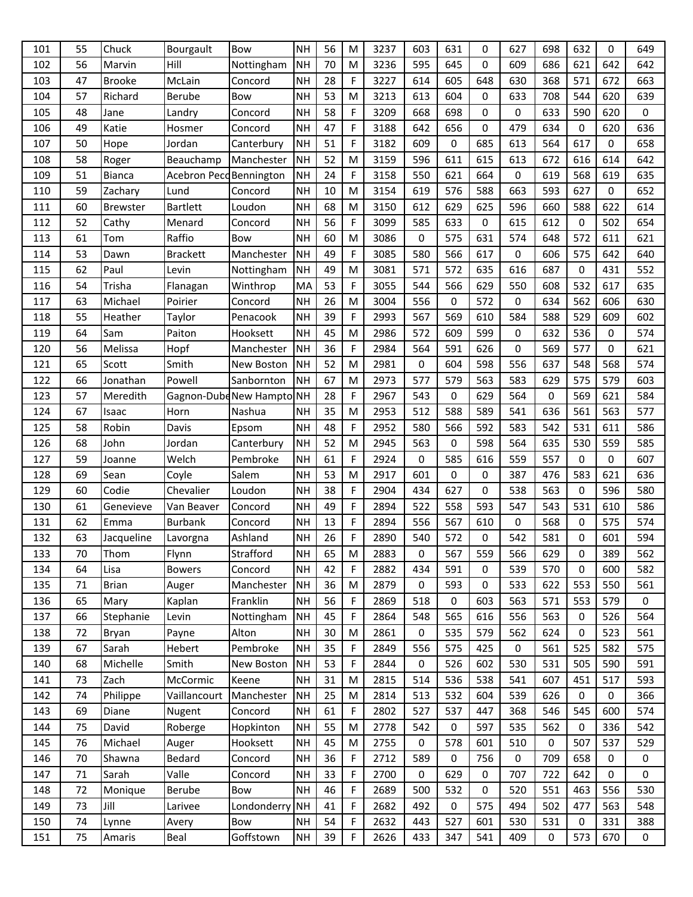| 101 | 55 | Chuck | Bourgault | Bow | NH | 56 | M | 3237 | 603 | 631 | 0 | 627 | 698 | 632 | 0 | 649 |
|---|---|---|---|---|---|---|---|---|---|---|---|---|---|---|---|---|
| 102 | 56 | Marvin | Hill | Nottingham | NH | 70 | M | 3236 | 595 | 645 | 0 | 609 | 686 | 621 | 642 | 642 |
| 103 | 47 | Brooke | McLain | Concord | NH | 28 | F | 3227 | 614 | 605 | 648 | 630 | 368 | 571 | 672 | 663 |
| 104 | 57 | Richard | Berube | Bow | NH | 53 | M | 3213 | 613 | 604 | 0 | 633 | 708 | 544 | 620 | 639 |
| 105 | 48 | Jane | Landry | Concord | NH | 58 | F | 3209 | 668 | 698 | 0 | 0 | 633 | 590 | 620 | 0 |
| 106 | 49 | Katie | Hosmer | Concord | NH | 47 | F | 3188 | 642 | 656 | 0 | 479 | 634 | 0 | 620 | 636 |
| 107 | 50 | Hope | Jordan | Canterbury | NH | 51 | F | 3182 | 609 | 0 | 685 | 613 | 564 | 617 | 0 | 658 |
| 108 | 58 | Roger | Beauchamp | Manchester | NH | 52 | M | 3159 | 596 | 611 | 615 | 613 | 672 | 616 | 614 | 642 |
| 109 | 51 | Bianca | Acebron Pecd | Bennington | NH | 24 | F | 3158 | 550 | 621 | 664 | 0 | 619 | 568 | 619 | 635 |
| 110 | 59 | Zachary | Lund | Concord | NH | 10 | M | 3154 | 619 | 576 | 588 | 663 | 593 | 627 | 0 | 652 |
| 111 | 60 | Brewster | Bartlett | Loudon | NH | 68 | M | 3150 | 612 | 629 | 625 | 596 | 660 | 588 | 622 | 614 |
| 112 | 52 | Cathy | Menard | Concord | NH | 56 | F | 3099 | 585 | 633 | 0 | 615 | 612 | 0 | 502 | 654 |
| 113 | 61 | Tom | Raffio | Bow | NH | 60 | M | 3086 | 0 | 575 | 631 | 574 | 648 | 572 | 611 | 621 |
| 114 | 53 | Dawn | Brackett | Manchester | NH | 49 | F | 3085 | 580 | 566 | 617 | 0 | 606 | 575 | 642 | 640 |
| 115 | 62 | Paul | Levin | Nottingham | NH | 49 | M | 3081 | 571 | 572 | 635 | 616 | 687 | 0 | 431 | 552 |
| 116 | 54 | Trisha | Flanagan | Winthrop | MA | 53 | F | 3055 | 544 | 566 | 629 | 550 | 608 | 532 | 617 | 635 |
| 117 | 63 | Michael | Poirier | Concord | NH | 26 | M | 3004 | 556 | 0 | 572 | 0 | 634 | 562 | 606 | 630 |
| 118 | 55 | Heather | Taylor | Penacook | NH | 39 | F | 2993 | 567 | 569 | 610 | 584 | 588 | 529 | 609 | 602 |
| 119 | 64 | Sam | Paiton | Hooksett | NH | 45 | M | 2986 | 572 | 609 | 599 | 0 | 632 | 536 | 0 | 574 |
| 120 | 56 | Melissa | Hopf | Manchester | NH | 36 | F | 2984 | 564 | 591 | 626 | 0 | 569 | 577 | 0 | 621 |
| 121 | 65 | Scott | Smith | New Boston | NH | 52 | M | 2981 | 0 | 604 | 598 | 556 | 637 | 548 | 568 | 574 |
| 122 | 66 | Jonathan | Powell | Sanbornton | NH | 67 | M | 2973 | 577 | 579 | 563 | 583 | 629 | 575 | 579 | 603 |
| 123 | 57 | Meredith | Gagnon-Dube | New Hampto | NH | 28 | F | 2967 | 543 | 0 | 629 | 564 | 0 | 569 | 621 | 584 |
| 124 | 67 | Isaac | Horn | Nashua | NH | 35 | M | 2953 | 512 | 588 | 589 | 541 | 636 | 561 | 563 | 577 |
| 125 | 58 | Robin | Davis | Epsom | NH | 48 | F | 2952 | 580 | 566 | 592 | 583 | 542 | 531 | 611 | 586 |
| 126 | 68 | John | Jordan | Canterbury | NH | 52 | M | 2945 | 563 | 0 | 598 | 564 | 635 | 530 | 559 | 585 |
| 127 | 59 | Joanne | Welch | Pembroke | NH | 61 | F | 2924 | 0 | 585 | 616 | 559 | 557 | 0 | 0 | 607 |
| 128 | 69 | Sean | Coyle | Salem | NH | 53 | M | 2917 | 601 | 0 | 0 | 387 | 476 | 583 | 621 | 636 |
| 129 | 60 | Codie | Chevalier | Loudon | NH | 38 | F | 2904 | 434 | 627 | 0 | 538 | 563 | 0 | 596 | 580 |
| 130 | 61 | Genevieve | Van Beaver | Concord | NH | 49 | F | 2894 | 522 | 558 | 593 | 547 | 543 | 531 | 610 | 586 |
| 131 | 62 | Emma | Burbank | Concord | NH | 13 | F | 2894 | 556 | 567 | 610 | 0 | 568 | 0 | 575 | 574 |
| 132 | 63 | Jacqueline | Lavorgna | Ashland | NH | 26 | F | 2890 | 540 | 572 | 0 | 542 | 581 | 0 | 601 | 594 |
| 133 | 70 | Thom | Flynn | Strafford | NH | 65 | M | 2883 | 0 | 567 | 559 | 566 | 629 | 0 | 389 | 562 |
| 134 | 64 | Lisa | Bowers | Concord | NH | 42 | F | 2882 | 434 | 591 | 0 | 539 | 570 | 0 | 600 | 582 |
| 135 | 71 | Brian | Auger | Manchester | NH | 36 | M | 2879 | 0 | 593 | 0 | 533 | 622 | 553 | 550 | 561 |
| 136 | 65 | Mary | Kaplan | Franklin | NH | 56 | F | 2869 | 518 | 0 | 603 | 563 | 571 | 553 | 579 | 0 |
| 137 | 66 | Stephanie | Levin | Nottingham | NH | 45 | F | 2864 | 548 | 565 | 616 | 556 | 563 | 0 | 526 | 564 |
| 138 | 72 | Bryan | Payne | Alton | NH | 30 | M | 2861 | 0 | 535 | 579 | 562 | 624 | 0 | 523 | 561 |
| 139 | 67 | Sarah | Hebert | Pembroke | NH | 35 | F | 2849 | 556 | 575 | 425 | 0 | 561 | 525 | 582 | 575 |
| 140 | 68 | Michelle | Smith | New Boston | NH | 53 | F | 2844 | 0 | 526 | 602 | 530 | 531 | 505 | 590 | 591 |
| 141 | 73 | Zach | McCormic | Keene | NH | 31 | M | 2815 | 514 | 536 | 538 | 541 | 607 | 451 | 517 | 593 |
| 142 | 74 | Philippe | Vaillancourt | Manchester | NH | 25 | M | 2814 | 513 | 532 | 604 | 539 | 626 | 0 | 0 | 366 |
| 143 | 69 | Diane | Nugent | Concord | NH | 61 | F | 2802 | 527 | 537 | 447 | 368 | 546 | 545 | 600 | 574 |
| 144 | 75 | David | Roberge | Hopkinton | NH | 55 | M | 2778 | 542 | 0 | 597 | 535 | 562 | 0 | 336 | 542 |
| 145 | 76 | Michael | Auger | Hooksett | NH | 45 | M | 2755 | 0 | 578 | 601 | 510 | 0 | 507 | 537 | 529 |
| 146 | 70 | Shawna | Bedard | Concord | NH | 36 | F | 2712 | 589 | 0 | 756 | 0 | 709 | 658 | 0 | 0 |
| 147 | 71 | Sarah | Valle | Concord | NH | 33 | F | 2700 | 0 | 629 | 0 | 707 | 722 | 642 | 0 | 0 |
| 148 | 72 | Monique | Berube | Bow | NH | 46 | F | 2689 | 500 | 532 | 0 | 520 | 551 | 463 | 556 | 530 |
| 149 | 73 | Jill | Larivee | Londonderry | NH | 41 | F | 2682 | 492 | 0 | 575 | 494 | 502 | 477 | 563 | 548 |
| 150 | 74 | Lynne | Avery | Bow | NH | 54 | F | 2632 | 443 | 527 | 601 | 530 | 531 | 0 | 331 | 388 |
| 151 | 75 | Amaris | Beal | Goffstown | NH | 39 | F | 2626 | 433 | 347 | 541 | 409 | 0 | 573 | 670 | 0 |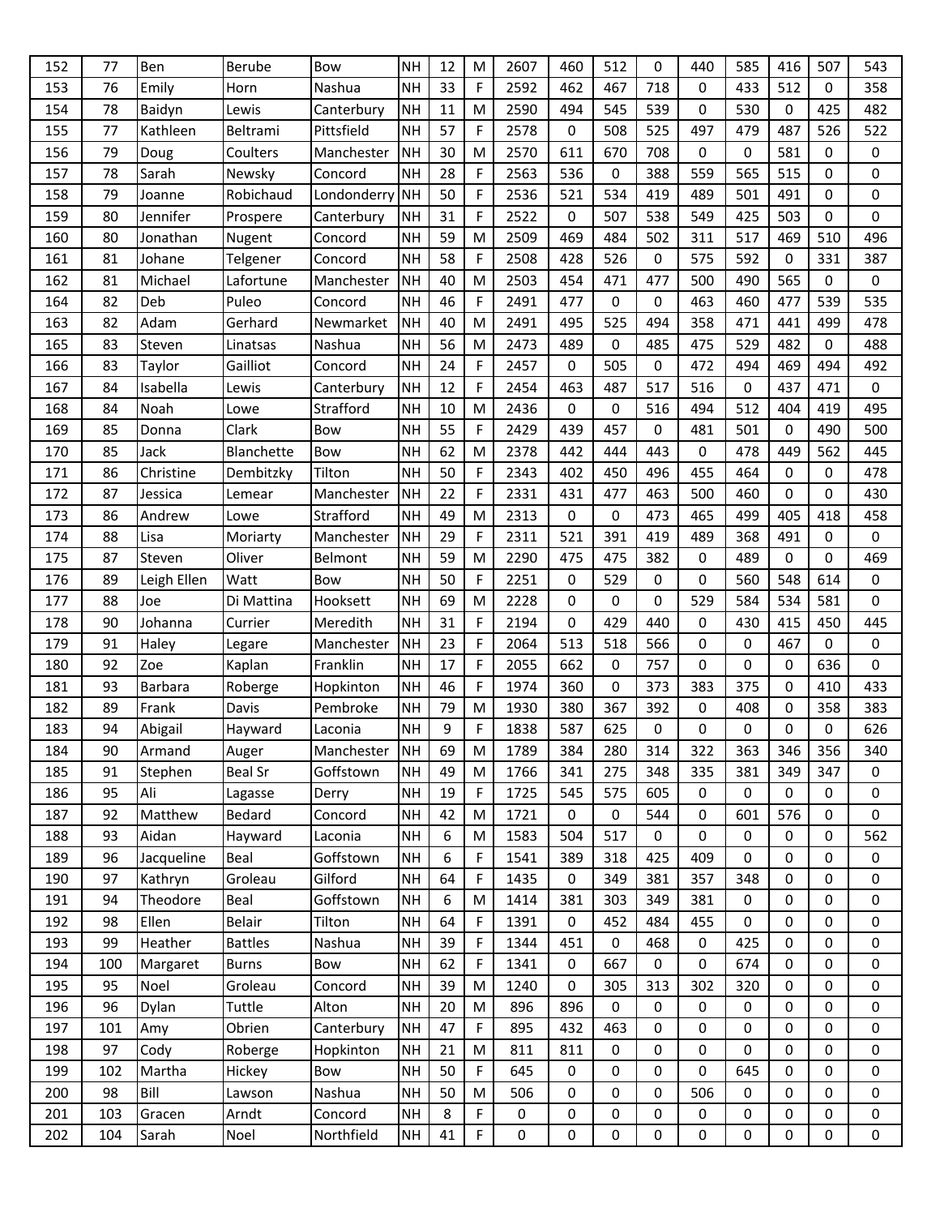| 152 | 77 | Ben | Berube | Bow | NH | 12 | M | 2607 | 460 | 512 | 0 | 440 | 585 | 416 | 507 | 543 |
|---|---|---|---|---|---|---|---|---|---|---|---|---|---|---|---|---|
| 153 | 76 | Emily | Horn | Nashua | NH | 33 | F | 2592 | 462 | 467 | 718 | 0 | 433 | 512 | 0 | 358 |
| 154 | 78 | Baidyn | Lewis | Canterbury | NH | 11 | M | 2590 | 494 | 545 | 539 | 0 | 530 | 0 | 425 | 482 |
| 155 | 77 | Kathleen | Beltrami | Pittsfield | NH | 57 | F | 2578 | 0 | 508 | 525 | 497 | 479 | 487 | 526 | 522 |
| 156 | 79 | Doug | Coulters | Manchester | NH | 30 | M | 2570 | 611 | 670 | 708 | 0 | 0 | 581 | 0 | 0 |
| 157 | 78 | Sarah | Newsky | Concord | NH | 28 | F | 2563 | 536 | 0 | 388 | 559 | 565 | 515 | 0 | 0 |
| 158 | 79 | Joanne | Robichaud | Londonderry | NH | 50 | F | 2536 | 521 | 534 | 419 | 489 | 501 | 491 | 0 | 0 |
| 159 | 80 | Jennifer | Prospere | Canterbury | NH | 31 | F | 2522 | 0 | 507 | 538 | 549 | 425 | 503 | 0 | 0 |
| 160 | 80 | Jonathan | Nugent | Concord | NH | 59 | M | 2509 | 469 | 484 | 502 | 311 | 517 | 469 | 510 | 496 |
| 161 | 81 | Johane | Telgener | Concord | NH | 58 | F | 2508 | 428 | 526 | 0 | 575 | 592 | 0 | 331 | 387 |
| 162 | 81 | Michael | Lafortune | Manchester | NH | 40 | M | 2503 | 454 | 471 | 477 | 500 | 490 | 565 | 0 | 0 |
| 164 | 82 | Deb | Puleo | Concord | NH | 46 | F | 2491 | 477 | 0 | 0 | 463 | 460 | 477 | 539 | 535 |
| 163 | 82 | Adam | Gerhard | Newmarket | NH | 40 | M | 2491 | 495 | 525 | 494 | 358 | 471 | 441 | 499 | 478 |
| 165 | 83 | Steven | Linatsas | Nashua | NH | 56 | M | 2473 | 489 | 0 | 485 | 475 | 529 | 482 | 0 | 488 |
| 166 | 83 | Taylor | Gailliot | Concord | NH | 24 | F | 2457 | 0 | 505 | 0 | 472 | 494 | 469 | 494 | 492 |
| 167 | 84 | Isabella | Lewis | Canterbury | NH | 12 | F | 2454 | 463 | 487 | 517 | 516 | 0 | 437 | 471 | 0 |
| 168 | 84 | Noah | Lowe | Strafford | NH | 10 | M | 2436 | 0 | 0 | 516 | 494 | 512 | 404 | 419 | 495 |
| 169 | 85 | Donna | Clark | Bow | NH | 55 | F | 2429 | 439 | 457 | 0 | 481 | 501 | 0 | 490 | 500 |
| 170 | 85 | Jack | Blanchette | Bow | NH | 62 | M | 2378 | 442 | 444 | 443 | 0 | 478 | 449 | 562 | 445 |
| 171 | 86 | Christine | Dembitzky | Tilton | NH | 50 | F | 2343 | 402 | 450 | 496 | 455 | 464 | 0 | 0 | 478 |
| 172 | 87 | Jessica | Lemear | Manchester | NH | 22 | F | 2331 | 431 | 477 | 463 | 500 | 460 | 0 | 0 | 430 |
| 173 | 86 | Andrew | Lowe | Strafford | NH | 49 | M | 2313 | 0 | 0 | 473 | 465 | 499 | 405 | 418 | 458 |
| 174 | 88 | Lisa | Moriarty | Manchester | NH | 29 | F | 2311 | 521 | 391 | 419 | 489 | 368 | 491 | 0 | 0 |
| 175 | 87 | Steven | Oliver | Belmont | NH | 59 | M | 2290 | 475 | 475 | 382 | 0 | 489 | 0 | 0 | 469 |
| 176 | 89 | Leigh Ellen | Watt | Bow | NH | 50 | F | 2251 | 0 | 529 | 0 | 0 | 560 | 548 | 614 | 0 |
| 177 | 88 | Joe | Di Mattina | Hooksett | NH | 69 | M | 2228 | 0 | 0 | 0 | 529 | 584 | 534 | 581 | 0 |
| 178 | 90 | Johanna | Currier | Meredith | NH | 31 | F | 2194 | 0 | 429 | 440 | 0 | 430 | 415 | 450 | 445 |
| 179 | 91 | Haley | Legare | Manchester | NH | 23 | F | 2064 | 513 | 518 | 566 | 0 | 0 | 467 | 0 | 0 |
| 180 | 92 | Zoe | Kaplan | Franklin | NH | 17 | F | 2055 | 662 | 0 | 757 | 0 | 0 | 0 | 636 | 0 |
| 181 | 93 | Barbara | Roberge | Hopkinton | NH | 46 | F | 1974 | 360 | 0 | 373 | 383 | 375 | 0 | 410 | 433 |
| 182 | 89 | Frank | Davis | Pembroke | NH | 79 | M | 1930 | 380 | 367 | 392 | 0 | 408 | 0 | 358 | 383 |
| 183 | 94 | Abigail | Hayward | Laconia | NH | 9 | F | 1838 | 587 | 625 | 0 | 0 | 0 | 0 | 0 | 626 |
| 184 | 90 | Armand | Auger | Manchester | NH | 69 | M | 1789 | 384 | 280 | 314 | 322 | 363 | 346 | 356 | 340 |
| 185 | 91 | Stephen | Beal Sr | Goffstown | NH | 49 | M | 1766 | 341 | 275 | 348 | 335 | 381 | 349 | 347 | 0 |
| 186 | 95 | Ali | Lagasse | Derry | NH | 19 | F | 1725 | 545 | 575 | 605 | 0 | 0 | 0 | 0 | 0 |
| 187 | 92 | Matthew | Bedard | Concord | NH | 42 | M | 1721 | 0 | 0 | 544 | 0 | 601 | 576 | 0 | 0 |
| 188 | 93 | Aidan | Hayward | Laconia | NH | 6 | M | 1583 | 504 | 517 | 0 | 0 | 0 | 0 | 0 | 562 |
| 189 | 96 | Jacqueline | Beal | Goffstown | NH | 6 | F | 1541 | 389 | 318 | 425 | 409 | 0 | 0 | 0 | 0 |
| 190 | 97 | Kathryn | Groleau | Gilford | NH | 64 | F | 1435 | 0 | 349 | 381 | 357 | 348 | 0 | 0 | 0 |
| 191 | 94 | Theodore | Beal | Goffstown | NH | 6 | M | 1414 | 381 | 303 | 349 | 381 | 0 | 0 | 0 | 0 |
| 192 | 98 | Ellen | Belair | Tilton | NH | 64 | F | 1391 | 0 | 452 | 484 | 455 | 0 | 0 | 0 | 0 |
| 193 | 99 | Heather | Battles | Nashua | NH | 39 | F | 1344 | 451 | 0 | 468 | 0 | 425 | 0 | 0 | 0 |
| 194 | 100 | Margaret | Burns | Bow | NH | 62 | F | 1341 | 0 | 667 | 0 | 0 | 674 | 0 | 0 | 0 |
| 195 | 95 | Noel | Groleau | Concord | NH | 39 | M | 1240 | 0 | 305 | 313 | 302 | 320 | 0 | 0 | 0 |
| 196 | 96 | Dylan | Tuttle | Alton | NH | 20 | M | 896 | 896 | 0 | 0 | 0 | 0 | 0 | 0 | 0 |
| 197 | 101 | Amy | Obrien | Canterbury | NH | 47 | F | 895 | 432 | 463 | 0 | 0 | 0 | 0 | 0 | 0 |
| 198 | 97 | Cody | Roberge | Hopkinton | NH | 21 | M | 811 | 811 | 0 | 0 | 0 | 0 | 0 | 0 | 0 |
| 199 | 102 | Martha | Hickey | Bow | NH | 50 | F | 645 | 0 | 0 | 0 | 0 | 645 | 0 | 0 | 0 |
| 200 | 98 | Bill | Lawson | Nashua | NH | 50 | M | 506 | 0 | 0 | 0 | 506 | 0 | 0 | 0 | 0 |
| 201 | 103 | Gracen | Arndt | Concord | NH | 8 | F | 0 | 0 | 0 | 0 | 0 | 0 | 0 | 0 | 0 |
| 202 | 104 | Sarah | Noel | Northfield | NH | 41 | F | 0 | 0 | 0 | 0 | 0 | 0 | 0 | 0 | 0 |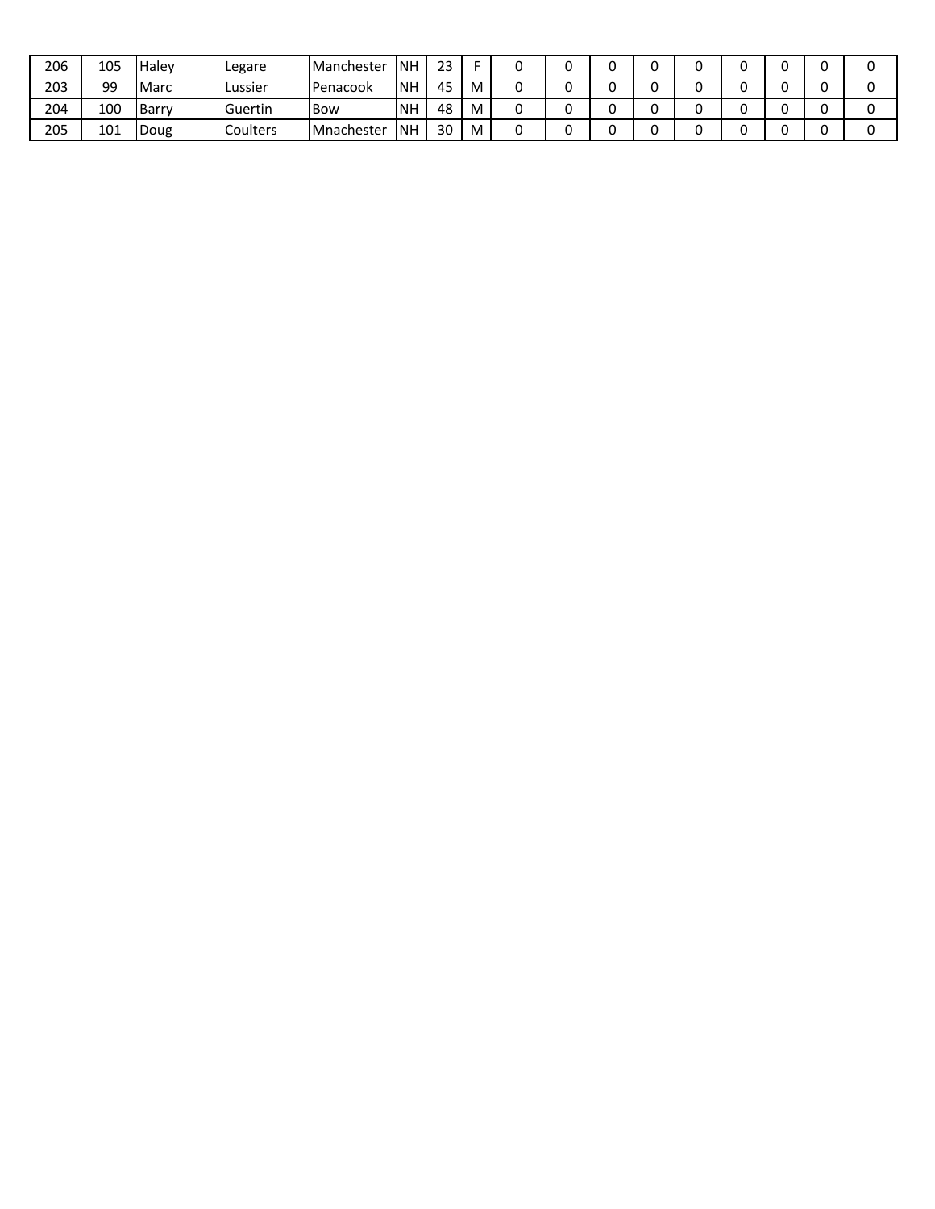| | | | | | | | | | | | | | | | | |
|---|---|---|---|---|---|---|---|---|---|---|---|---|---|---|---|---|
| 206 | 105 | Haley | Legare | Manchester | NH | 23 | F | 0 | 0 | 0 | 0 | 0 | 0 | 0 | 0 | 0 |
| 203 | 99 | Marc | Lussier | Penacook | NH | 45 | M | 0 | 0 | 0 | 0 | 0 | 0 | 0 | 0 | 0 |
| 204 | 100 | Barry | Guertin | Bow | NH | 48 | M | 0 | 0 | 0 | 0 | 0 | 0 | 0 | 0 | 0 |
| 205 | 101 | Doug | Coulters | Mnachester | NH | 30 | M | 0 | 0 | 0 | 0 | 0 | 0 | 0 | 0 | 0 |